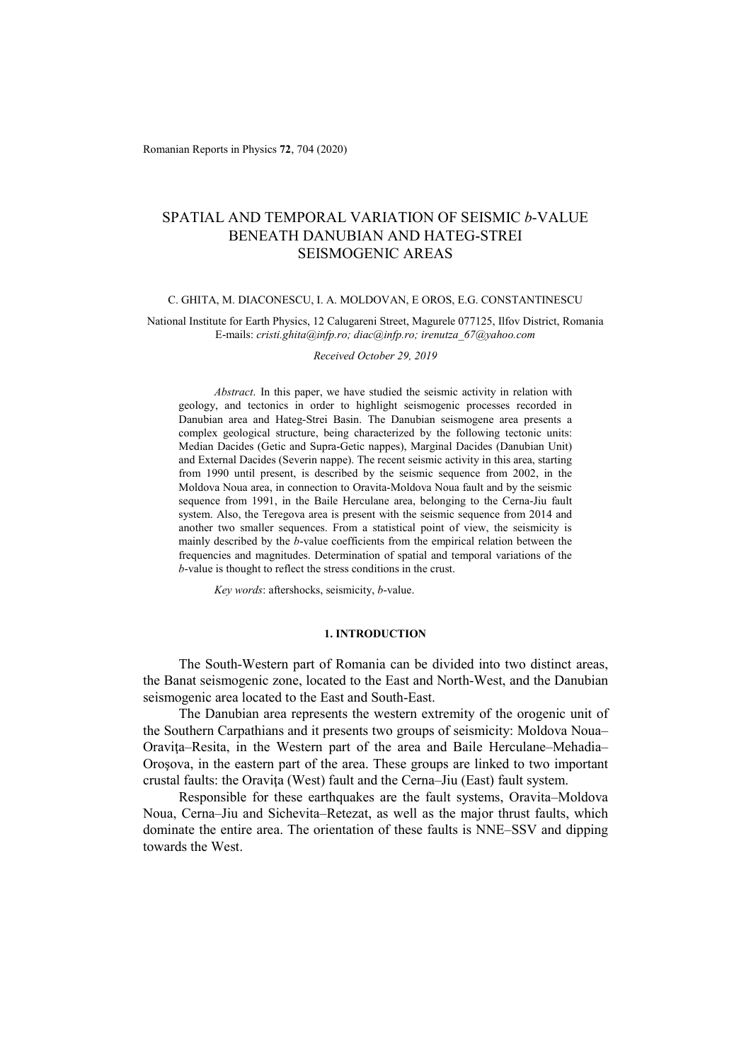# SPATIAL AND TEMPORAL VARIATION OF SEISMIC *b*-VALUE BENEATH DANUBIAN AND HATEG-STREI SEISMOGENIC AREAS

C. GHITA, M. DIACONESCU, I. A. MOLDOVAN, E OROS, E.G. CONSTANTINESCU

National Institute for Earth Physics, 12 Calugareni Street, Magurele 077125, Ilfov District, Romania
E-mails: *cristi.ghita@infp.ro; diac@infp.ro; irenutza_67@yahoo.com*

*Received October 29, 2019*

*Abstract.* In this paper, we have studied the seismic activity in relation with geology, and tectonics in order to highlight seismogenic processes recorded in Danubian area and Hateg-Strei Basin. The Danubian seismogene area presents a complex geological structure, being characterized by the following tectonic units: Median Dacides (Getic and Supra-Getic nappes), Marginal Dacides (Danubian Unit) and External Dacides (Severin nappe). The recent seismic activity in this area, starting from 1990 until present, is described by the seismic sequence from 2002, in the Moldova Noua area, in connection to Oravita-Moldova Noua fault and by the seismic sequence from 1991, in the Baile Herculane area, belonging to the Cerna-Jiu fault system. Also, the Teregova area is present with the seismic sequence from 2014 and another two smaller sequences. From a statistical point of view, the seismicity is mainly described by the *b*-value coefficients from the empirical relation between the frequencies and magnitudes. Determination of spatial and temporal variations of the *b*-value is thought to reflect the stress conditions in the crust.

*Key words*: aftershocks, seismicity, *b*-value.

## 1. INTRODUCTION

The South-Western part of Romania can be divided into two distinct areas, the Banat seismogenic zone, located to the East and North-West, and the Danubian seismogenic area located to the East and South-East.

The Danubian area represents the western extremity of the orogenic unit of the Southern Carpathians and it presents two groups of seismicity: Moldova Noua–Oraviţa–Resita, in the Western part of the area and Baile Herculane–Mehadia–Oroşova, in the eastern part of the area. These groups are linked to two important crustal faults: the Oraviţa (West) fault and the Cerna–Jiu (East) fault system.

Responsible for these earthquakes are the fault systems, Oravita–Moldova Noua, Cerna–Jiu and Sichevita–Retezat, as well as the major thrust faults, which dominate the entire area. The orientation of these faults is NNE–SSV and dipping towards the West.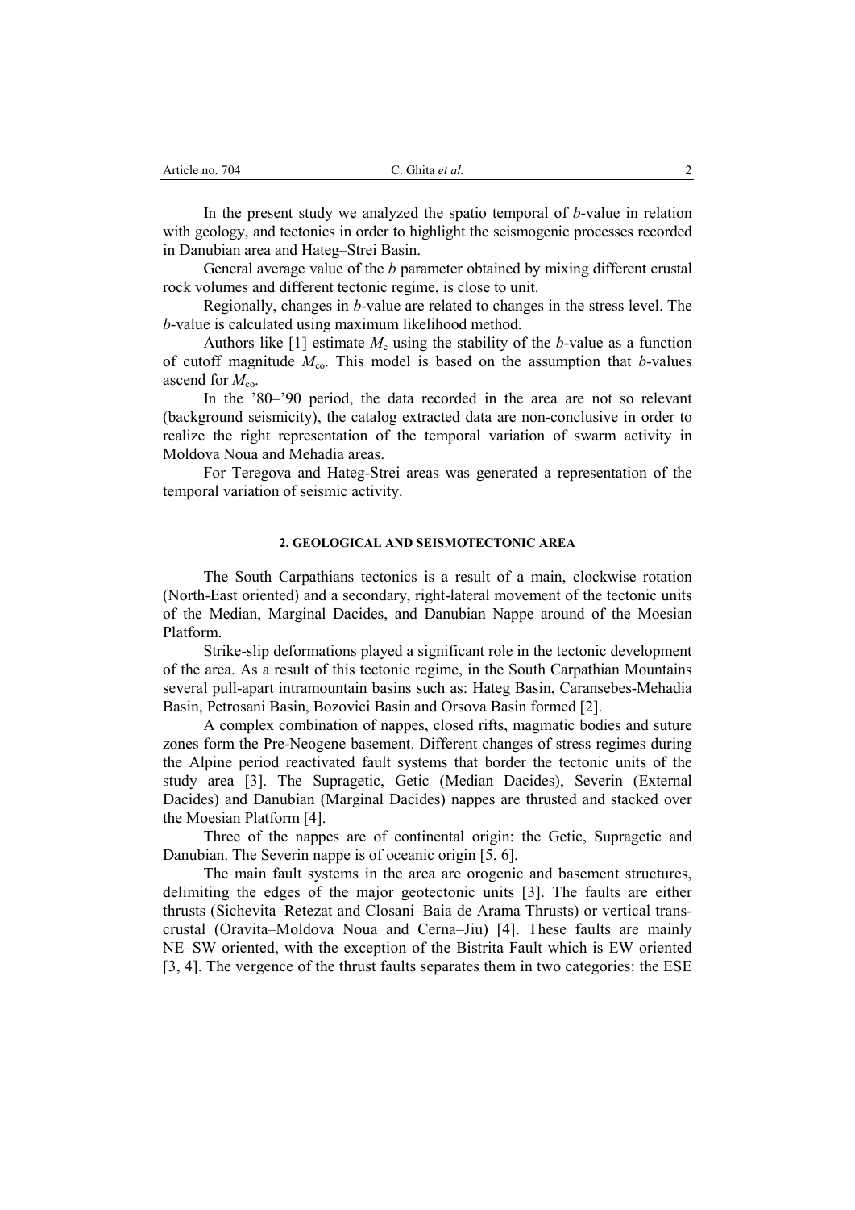In the present study we analyzed the spatio temporal of *b*-value in relation with geology, and tectonics in order to highlight the seismogenic processes recorded in Danubian area and Hateg–Strei Basin.

General average value of the *b* parameter obtained by mixing different crustal rock volumes and different tectonic regime, is close to unit.

Regionally, changes in *b*-value are related to changes in the stress level. The *b*-value is calculated using maximum likelihood method.

Authors like [1] estimate $M_c$ using the stability of the *b*-value as a function of cutoff magnitude $M_{co}$. This model is based on the assumption that *b*-values ascend for $M_{co}$.

In the '80–'90 period, the data recorded in the area are not so relevant (background seismicity), the catalog extracted data are non-conclusive in order to realize the right representation of the temporal variation of swarm activity in Moldova Noua and Mehadia areas.

For Teregova and Hateg-Strei areas was generated a representation of the temporal variation of seismic activity.

## 2. GEOLOGICAL AND SEISMOTECTONIC AREA

The South Carpathians tectonics is a result of a main, clockwise rotation (North-East oriented) and a secondary, right-lateral movement of the tectonic units of the Median, Marginal Dacides, and Danubian Nappe around of the Moesian Platform.

Strike-slip deformations played a significant role in the tectonic development of the area. As a result of this tectonic regime, in the South Carpathian Mountains several pull-apart intramountain basins such as: Hateg Basin, Caransebes-Mehadia Basin, Petrosani Basin, Bozovici Basin and Orsova Basin formed [2].

A complex combination of nappes, closed rifts, magmatic bodies and suture zones form the Pre-Neogene basement. Different changes of stress regimes during the Alpine period reactivated fault systems that border the tectonic units of the study area [3]. The Supragetic, Getic (Median Dacides), Severin (External Dacides) and Danubian (Marginal Dacides) nappes are thrusted and stacked over the Moesian Platform [4].

Three of the nappes are of continental origin: the Getic, Supragetic and Danubian. The Severin nappe is of oceanic origin [5, 6].

The main fault systems in the area are orogenic and basement structures, delimiting the edges of the major geotectonic units [3]. The faults are either thrusts (Sichevita–Retezat and Closani–Baia de Arama Thrusts) or vertical trans-crustal (Oravita–Moldova Noua and Cerna–Jiu) [4]. These faults are mainly NE–SW oriented, with the exception of the Bistrita Fault which is EW oriented [3, 4]. The vergence of the thrust faults separates them in two categories: the ESE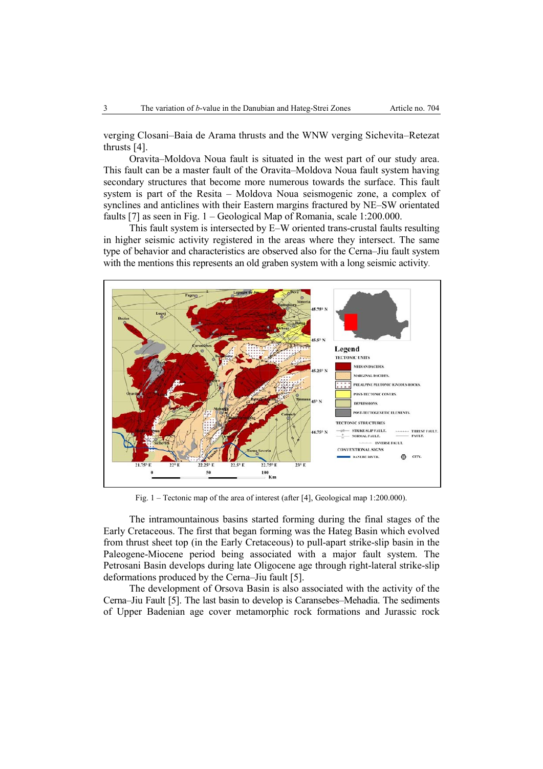verging Closani–Baia de Arama thrusts and the WNW verging Sichevita–Retezat thrusts [4].

Oravita–Moldova Noua fault is situated in the west part of our study area. This fault can be a master fault of the Oravita–Moldova Noua fault system having secondary structures that become more numerous towards the surface. This fault system is part of the Resita – Moldova Noua seismogenic zone, a complex of synclines and anticlines with their Eastern margins fractured by NE–SW orientated faults [7] as seen in Fig. 1 – Geological Map of Romania, scale 1:200.000.

This fault system is intersected by E–W oriented trans-crustal faults resulting in higher seismic activity registered in the areas where they intersect. The same type of behavior and characteristics are observed also for the Cerna–Jiu fault system with the mentions this represents an old graben system with a long seismic activity.

Fig. 1 – Tectonic map of the area of interest (after [4], Geological map 1:200.000).

The intramountainous basins started forming during the final stages of the Early Cretaceous. The first that began forming was the Hateg Basin which evolved from thrust sheet top (in the Early Cretaceous) to pull-apart strike-slip basin in the Paleogene-Miocene period being associated with a major fault system. The Petrosani Basin develops during late Oligocene age through right-lateral strike-slip deformations produced by the Cerna–Jiu fault [5].

The development of Orsova Basin is also associated with the activity of the Cerna–Jiu Fault [5]. The last basin to develop is Caransebes–Mehadia. The sediments of Upper Badenian age cover metamorphic rock formations and Jurassic rock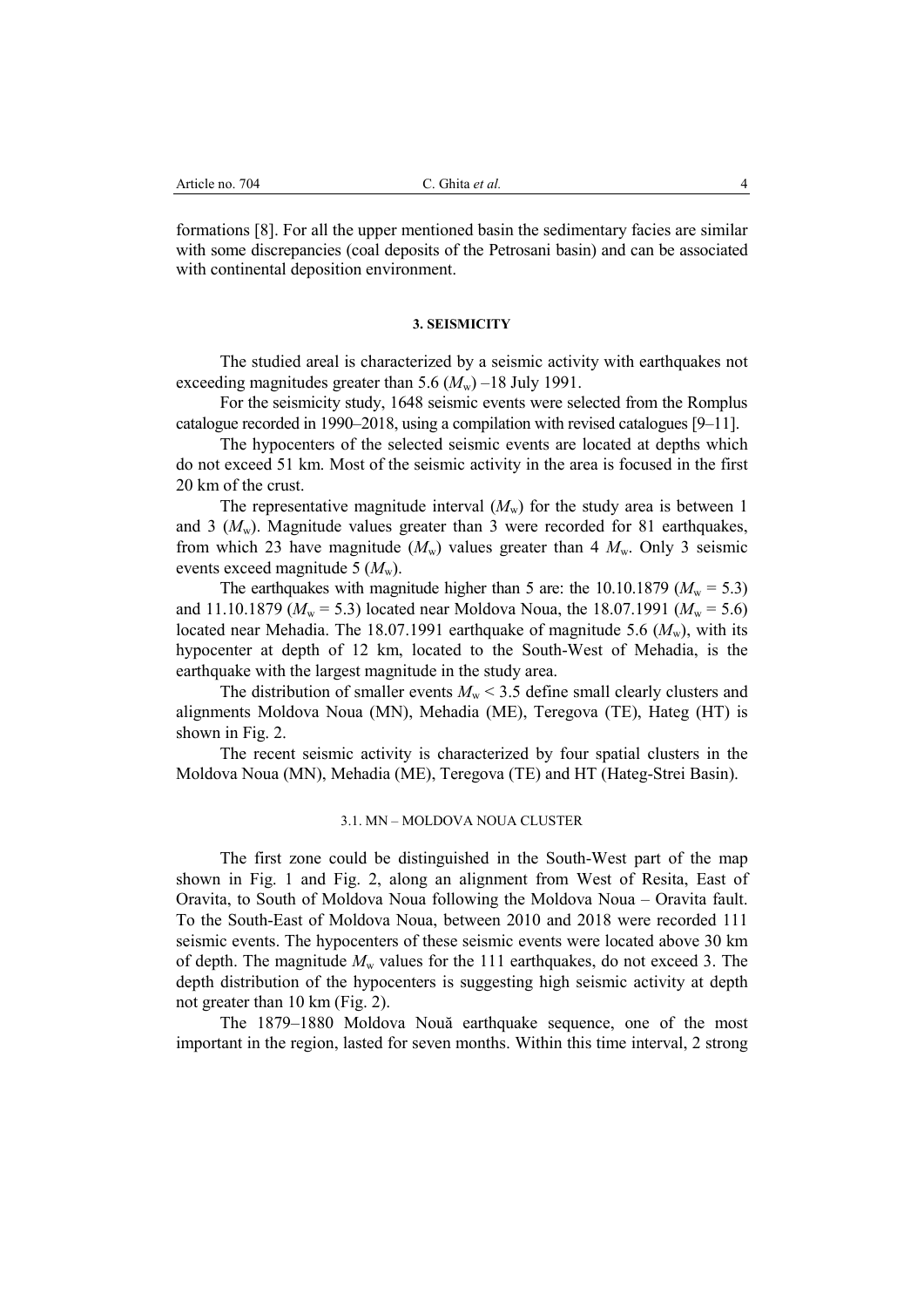formations [8]. For all the upper mentioned basin the sedimentary facies are similar with some discrepancies (coal deposits of the Petrosani basin) and can be associated with continental deposition environment.

## 3. SEISMICITY

The studied areal is characterized by a seismic activity with earthquakes not exceeding magnitudes greater than 5.6 ($M_w$) –18 July 1991.

For the seismicity study, 1648 seismic events were selected from the Romplus catalogue recorded in 1990–2018, using a compilation with revised catalogues [9–11].

The hypocenters of the selected seismic events are located at depths which do not exceed 51 km. Most of the seismic activity in the area is focused in the first 20 km of the crust.

The representative magnitude interval ($M_w$) for the study area is between 1 and 3 ($M_w$). Magnitude values greater than 3 were recorded for 81 earthquakes, from which 23 have magnitude ($M_w$) values greater than 4 $M_w$. Only 3 seismic events exceed magnitude 5 ($M_w$).

The earthquakes with magnitude higher than 5 are: the 10.10.1879 ($M_w = 5.3$) and 11.10.1879 ($M_w = 5.3$) located near Moldova Noua, the 18.07.1991 ($M_w = 5.6$) located near Mehadia. The 18.07.1991 earthquake of magnitude 5.6 ($M_w$), with its hypocenter at depth of 12 km, located to the South-West of Mehadia, is the earthquake with the largest magnitude in the study area.

The distribution of smaller events $M_w < 3.5$ define small clearly clusters and alignments Moldova Noua (MN), Mehadia (ME), Teregova (TE), Hateg (HT) is shown in Fig. 2.

The recent seismic activity is characterized by four spatial clusters in the Moldova Noua (MN), Mehadia (ME), Teregova (TE) and HT (Hateg-Strei Basin).

### 3.1. MN – MOLDOVA NOUA CLUSTER

The first zone could be distinguished in the South-West part of the map shown in Fig. 1 and Fig. 2, along an alignment from West of Resita, East of Oravita, to South of Moldova Noua following the Moldova Noua – Oravita fault. To the South-East of Moldova Noua, between 2010 and 2018 were recorded 111 seismic events. The hypocenters of these seismic events were located above 30 km of depth. The magnitude $M_w$ values for the 111 earthquakes, do not exceed 3. The depth distribution of the hypocenters is suggesting high seismic activity at depth not greater than 10 km (Fig. 2).

The 1879–1880 Moldova Nouă earthquake sequence, one of the most important in the region, lasted for seven months. Within this time interval, 2 strong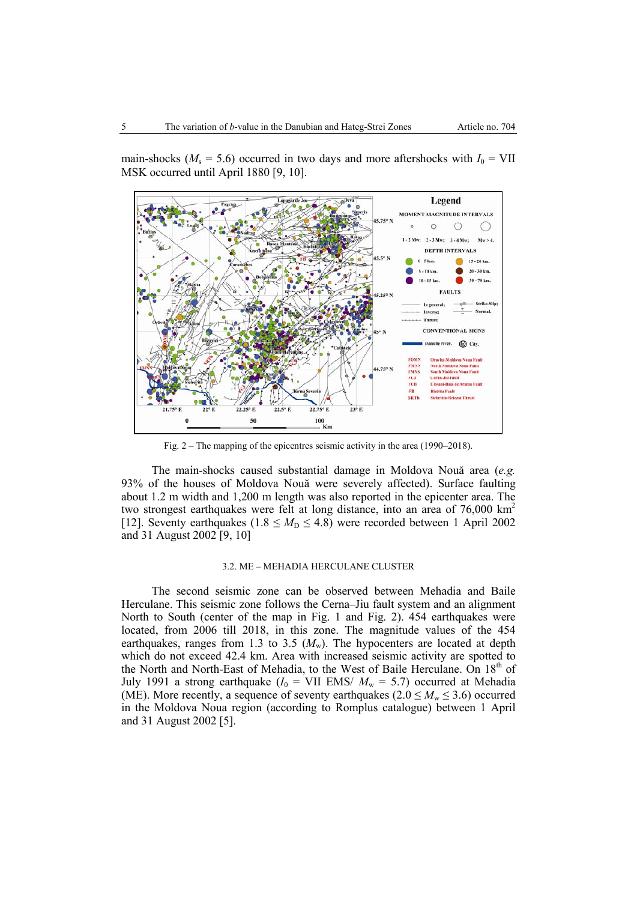main-shocks ($M_s$ = 5.6) occurred in two days and more aftershocks with $I_0$ = VII MSK occurred until April 1880 [9, 10].

Fig. 2 – The mapping of the epicentres seismic activity in the area (1990–2018).

The main-shocks caused substantial damage in Moldova Nouă area (*e.g.* 93% of the houses of Moldova Nouă were severely affected). Surface faulting about 1.2 m width and 1,200 m length was also reported in the epicenter area. The two strongest earthquakes were felt at long distance, into an area of 76,000 km$^2$ [12]. Seventy earthquakes ($1.8 \leq M_D \leq 4.8$) were recorded between 1 April 2002 and 31 August 2002 [9, 10]

### 3.2. ME – MEHADIA HERCULANE CLUSTER

The second seismic zone can be observed between Mehadia and Baile Herculane. This seismic zone follows the Cerna–Jiu fault system and an alignment North to South (center of the map in Fig. 1 and Fig. 2). 454 earthquakes were located, from 2006 till 2018, in this zone. The magnitude values of the 454 earthquakes, ranges from 1.3 to 3.5 ($M_w$). The hypocenters are located at depth which do not exceed 42.4 km. Area with increased seismic activity are spotted to the North and North-East of Mehadia, to the West of Baile Herculane. On 18th of July 1991 a strong earthquake ($I_0$ = VII EMS/ $M_w$ = 5.7) occurred at Mehadia (ME). More recently, a sequence of seventy earthquakes ($2.0 \leq M_w \leq 3.6$) occurred in the Moldova Noua region (according to Romplus catalogue) between 1 April and 31 August 2002 [5].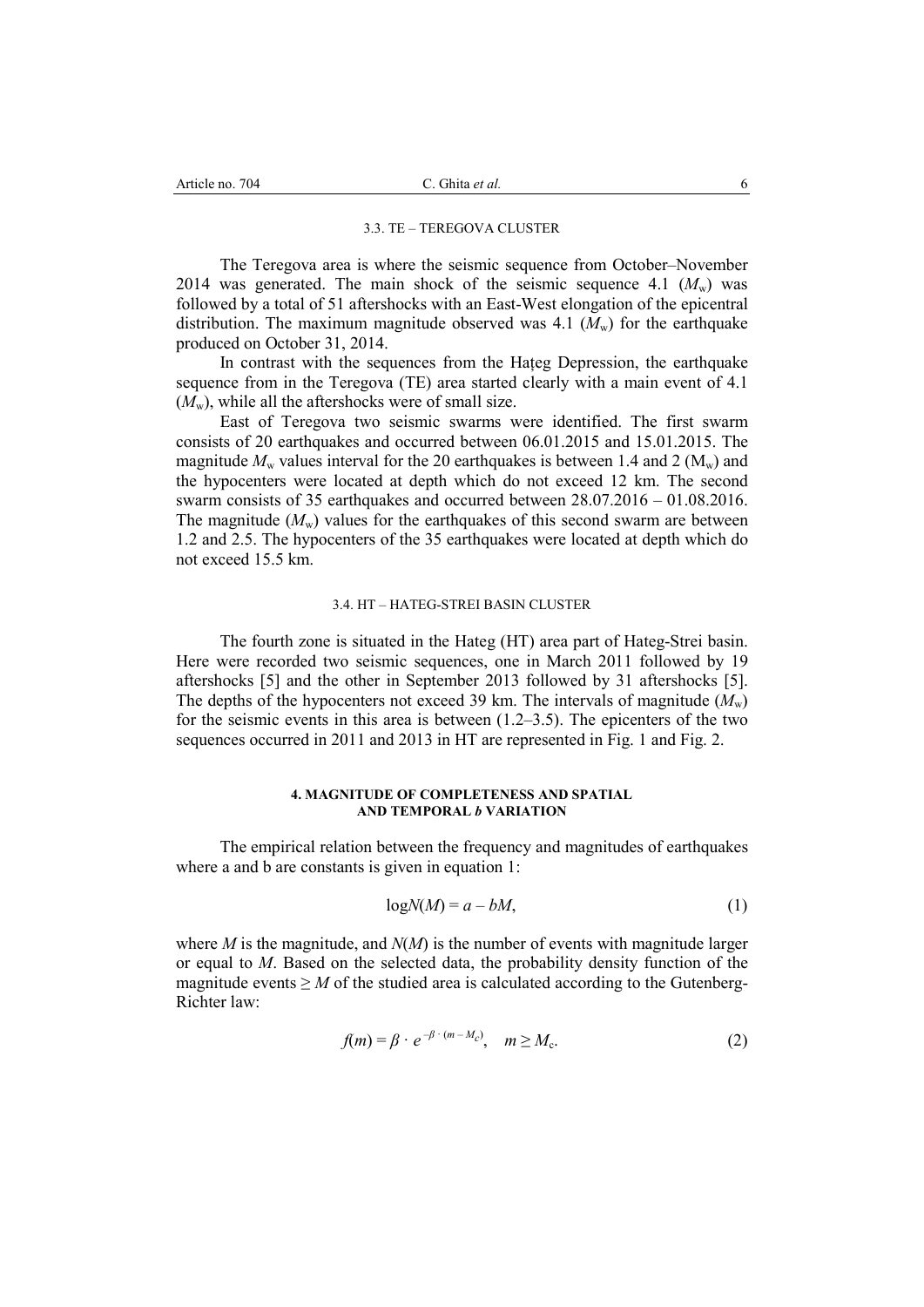### 3.3. TE – TEREGOVA CLUSTER

The Teregova area is where the seismic sequence from October–November 2014 was generated. The main shock of the seismic sequence 4.1 ($M_w$) was followed by a total of 51 aftershocks with an East-West elongation of the epicentral distribution. The maximum magnitude observed was 4.1 ($M_w$) for the earthquake produced on October 31, 2014.

In contrast with the sequences from the Hațeg Depression, the earthquake sequence from in the Teregova (TE) area started clearly with a main event of 4.1 ($M_w$), while all the aftershocks were of small size.

East of Teregova two seismic swarms were identified. The first swarm consists of 20 earthquakes and occurred between 06.01.2015 and 15.01.2015. The magnitude $M_w$ values interval for the 20 earthquakes is between 1.4 and 2 ($M_w$) and the hypocenters were located at depth which do not exceed 12 km. The second swarm consists of 35 earthquakes and occurred between 28.07.2016 – 01.08.2016. The magnitude ($M_w$) values for the earthquakes of this second swarm are between 1.2 and 2.5. The hypocenters of the 35 earthquakes were located at depth which do not exceed 15.5 km.

### 3.4. HT – HATEG-STREI BASIN CLUSTER

The fourth zone is situated in the Hateg (HT) area part of Hateg-Strei basin. Here were recorded two seismic sequences, one in March 2011 followed by 19 aftershocks [5] and the other in September 2013 followed by 31 aftershocks [5]. The depths of the hypocenters not exceed 39 km. The intervals of magnitude ($M_w$) for the seismic events in this area is between (1.2–3.5). The epicenters of the two sequences occurred in 2011 and 2013 in HT are represented in Fig. 1 and Fig. 2.

## 4. MAGNITUDE OF COMPLETENESS AND SPATIAL AND TEMPORAL *b* VARIATION

The empirical relation between the frequency and magnitudes of earthquakes where a and b are constants is given in equation 1:

$$\log N(M) = a - bM, \tag{1}$$

where $M$ is the magnitude, and $N(M)$ is the number of events with magnitude larger or equal to $M$. Based on the selected data, the probability density function of the magnitude events $\geq M$ of the studied area is calculated according to the Gutenberg-Richter law:

$$f(m) = \beta \cdot e^{-\beta \cdot (m - M_c)}, \quad m \geq M_c. \tag{2}$$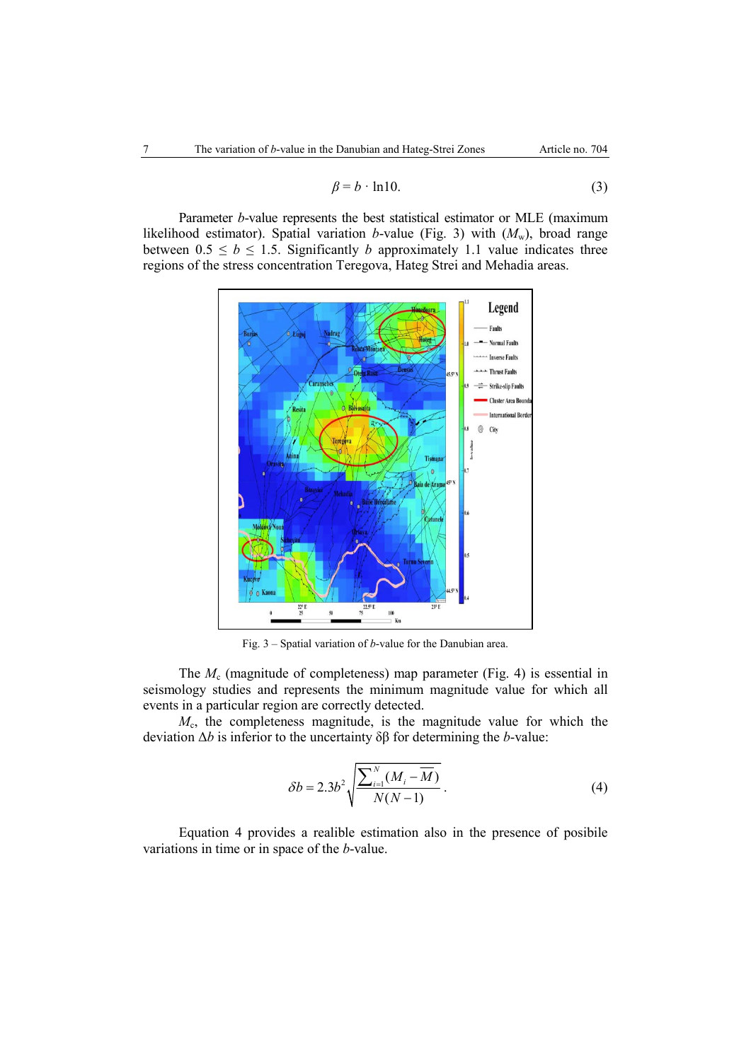$$\beta = b \cdot \ln 10. \tag{3}$$

Parameter *b*-value represents the best statistical estimator or MLE (maximum likelihood estimator). Spatial variation *b*-value (Fig. 3) with ($M_w$), broad range between $0.5 \leq b \leq 1.5$. Significantly *b* approximately 1.1 value indicates three regions of the stress concentration Teregova, Hateg Strei and Mehadia areas.

Fig. 3 – Spatial variation of *b*-value for the Danubian area.

The $M_c$ (magnitude of completeness) map parameter (Fig. 4) is essential in seismology studies and represents the minimum magnitude value for which all events in a particular region are correctly detected.

$M_c$, the completeness magnitude, is the magnitude value for which the deviation $\Delta b$ is inferior to the uncertainty $\delta\beta$ for determining the *b*-value:

$$\delta b = 2.3 b^2 \sqrt{\frac{\sum_{i=1}^{N} (M_i - \overline{M})}{N(N-1)}}. \tag{4}$$

Equation 4 provides a realible estimation also in the presence of posibile variations in time or in space of the *b*-value.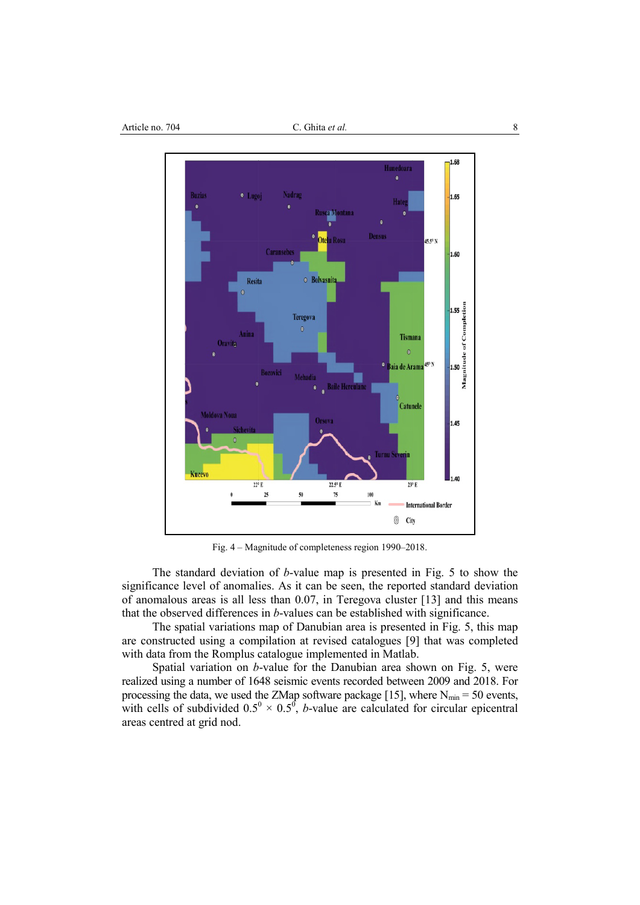Fig. 4 – Magnitude of completeness region 1990–2018.

The standard deviation of *b*-value map is presented in Fig. 5 to show the significance level of anomalies. As it can be seen, the reported standard deviation of anomalous areas is all less than 0.07, in Teregova cluster [13] and this means that the observed differences in *b*-values can be established with significance.

The spatial variations map of Danubian area is presented in Fig. 5, this map are constructed using a compilation at revised catalogues [9] that was completed with data from the Romplus catalogue implemented in Matlab.

Spatial variation on *b*-value for the Danubian area shown on Fig. 5, were realized using a number of 1648 seismic events recorded between 2009 and 2018. For processing the data, we used the ZMap software package [15], where $N_{min} = 50$ events, with cells of subdivided $0.5^0 \times 0.5^0$, *b*-value are calculated for circular epicentral areas centred at grid nod.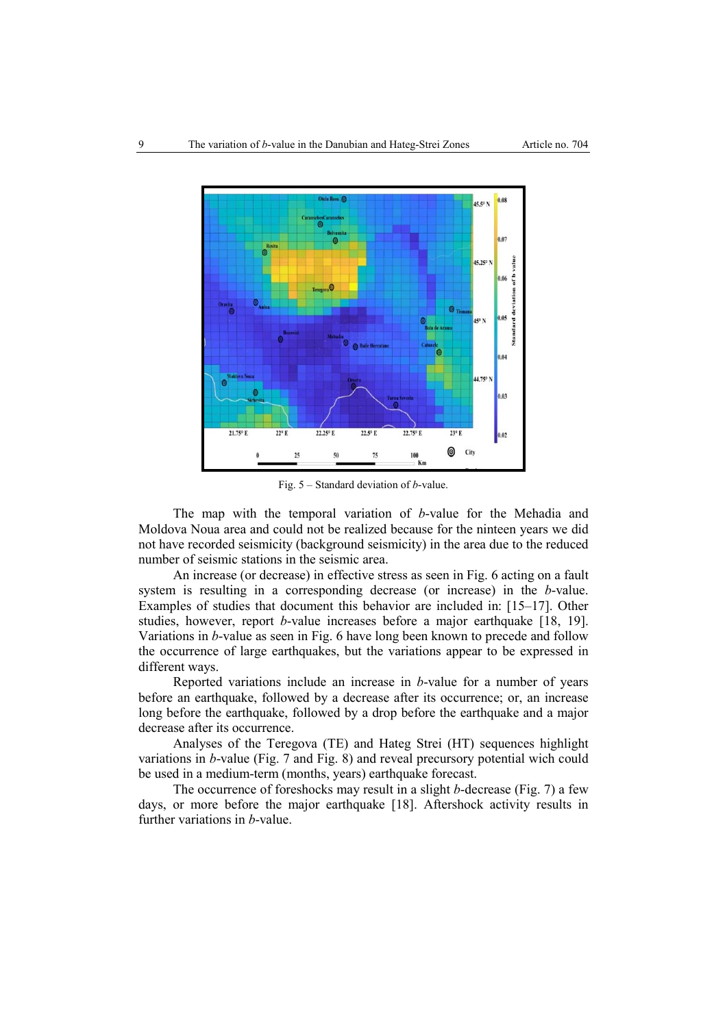Fig. 5 – Standard deviation of *b*-value.

The map with the temporal variation of *b*-value for the Mehadia and Moldova Noua area and could not be realized because for the ninteen years we did not have recorded seismicity (background seismicity) in the area due to the reduced number of seismic stations in the seismic area.

An increase (or decrease) in effective stress as seen in Fig. 6 acting on a fault system is resulting in a corresponding decrease (or increase) in the *b*-value. Examples of studies that document this behavior are included in: [15–17]. Other studies, however, report *b*-value increases before a major earthquake [18, 19]. Variations in *b*-value as seen in Fig. 6 have long been known to precede and follow the occurrence of large earthquakes, but the variations appear to be expressed in different ways.

Reported variations include an increase in *b*-value for a number of years before an earthquake, followed by a decrease after its occurrence; or, an increase long before the earthquake, followed by a drop before the earthquake and a major decrease after its occurrence.

Analyses of the Teregova (TE) and Hateg Strei (HT) sequences highlight variations in *b*-value (Fig. 7 and Fig. 8) and reveal precursory potential wich could be used in a medium-term (months, years) earthquake forecast.

The occurrence of foreshocks may result in a slight *b*-decrease (Fig. 7) a few days, or more before the major earthquake [18]. Aftershock activity results in further variations in *b*-value.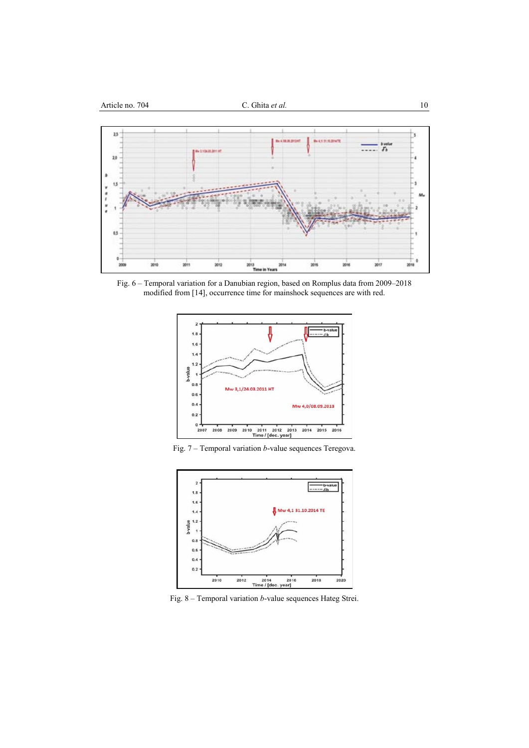Fig. 6 – Temporal variation for a Danubian region, based on Romplus data from 2009–2018 modified from [14], occurrence time for mainshock sequences are with red.

Fig. 7 – Temporal variation *b*-value sequences Teregova.

Fig. 8 – Temporal variation *b*-value sequences Hateg Strei.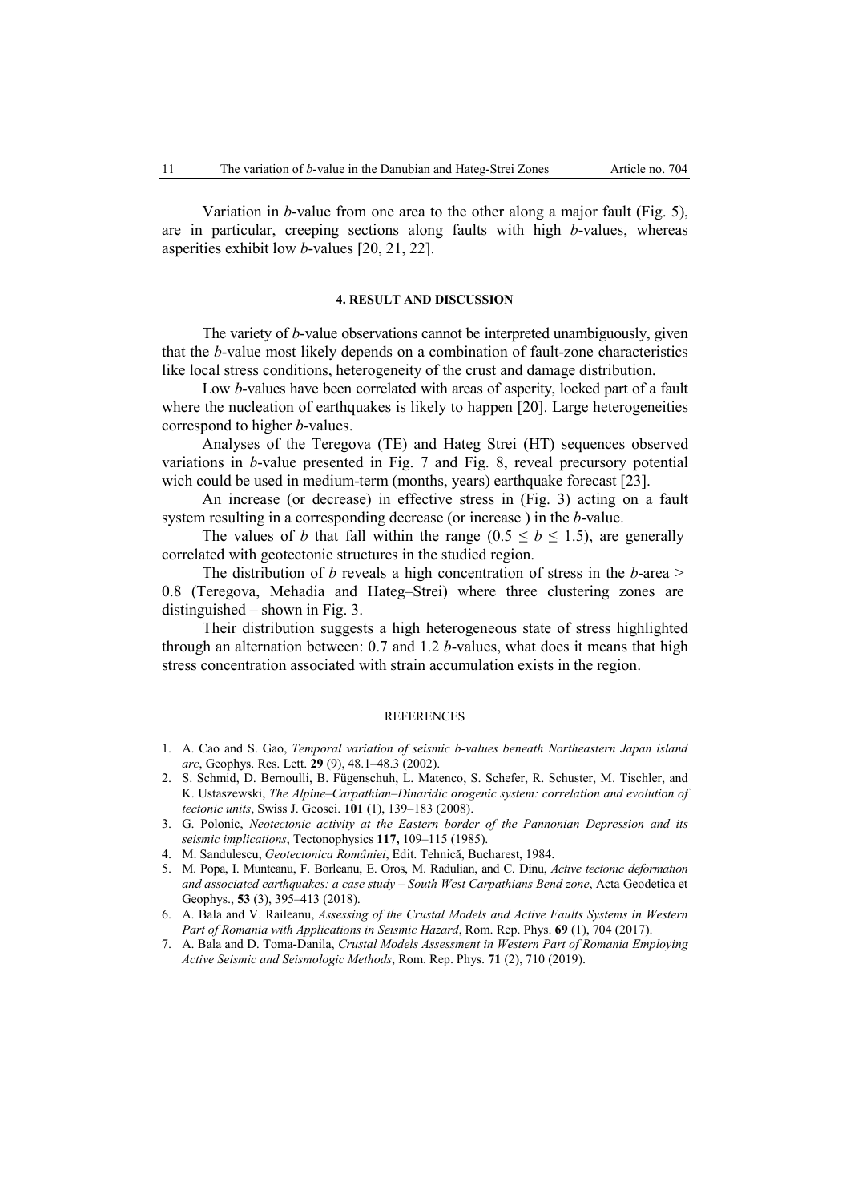Variation in *b*-value from one area to the other along a major fault (Fig. 5), are in particular, creeping sections along faults with high *b*-values, whereas asperities exhibit low *b*-values [20, 21, 22].

## 4. RESULT AND DISCUSSION

The variety of *b*-value observations cannot be interpreted unambiguously, given that the *b*-value most likely depends on a combination of fault-zone characteristics like local stress conditions, heterogeneity of the crust and damage distribution.

Low *b*-values have been correlated with areas of asperity, locked part of a fault where the nucleation of earthquakes is likely to happen [20]. Large heterogeneities correspond to higher *b*-values.

Analyses of the Teregova (TE) and Hateg Strei (HT) sequences observed variations in *b*-value presented in Fig. 7 and Fig. 8, reveal precursory potential wich could be used in medium-term (months, years) earthquake forecast [23].

An increase (or decrease) in effective stress in (Fig. 3) acting on a fault system resulting in a corresponding decrease (or increase ) in the *b*-value.

The values of *b* that fall within the range ($0.5 \leq b \leq 1.5$), are generally correlated with geotectonic structures in the studied region.

The distribution of *b* reveals a high concentration of stress in the *b*-area > 0.8 (Teregova, Mehadia and Hateg–Strei) where three clustering zones are distinguished – shown in Fig. 3.

Their distribution suggests a high heterogeneous state of stress highlighted through an alternation between: 0.7 and 1.2 *b*-values, what does it means that high stress concentration associated with strain accumulation exists in the region.

## REFERENCES

1. A. Cao and S. Gao, *Temporal variation of seismic b-values beneath Northeastern Japan island arc*, Geophys. Res. Lett. **29** (9), 48.1–48.3 (2002).
2. S. Schmid, D. Bernoulli, B. Fügenschuh, L. Matenco, S. Schefer, R. Schuster, M. Tischler, and K. Ustaszewski, *The Alpine–Carpathian–Dinaridic orogenic system: correlation and evolution of tectonic units*, Swiss J. Geosci. **101** (1), 139–183 (2008).
3. G. Polonic, *Neotectonic activity at the Eastern border of the Pannonian Depression and its seismic implications*, Tectonophysics **117,** 109–115 (1985).
4. M. Sandulescu, *Geotectonica României*, Edit. Tehnică, Bucharest, 1984.
5. M. Popa, I. Munteanu, F. Borleanu, E. Oros, M. Radulian, and C. Dinu, *Active tectonic deformation and associated earthquakes: a case study – South West Carpathians Bend zone*, Acta Geodetica et Geophys., **53** (3), 395–413 (2018).
6. A. Bala and V. Raileanu, *Assessing of the Crustal Models and Active Faults Systems in Western Part of Romania with Applications in Seismic Hazard*, Rom. Rep. Phys. **69** (1), 704 (2017).
7. A. Bala and D. Toma-Danila, *Crustal Models Assessment in Western Part of Romania Employing Active Seismic and Seismologic Methods*, Rom. Rep. Phys. **71** (2), 710 (2019).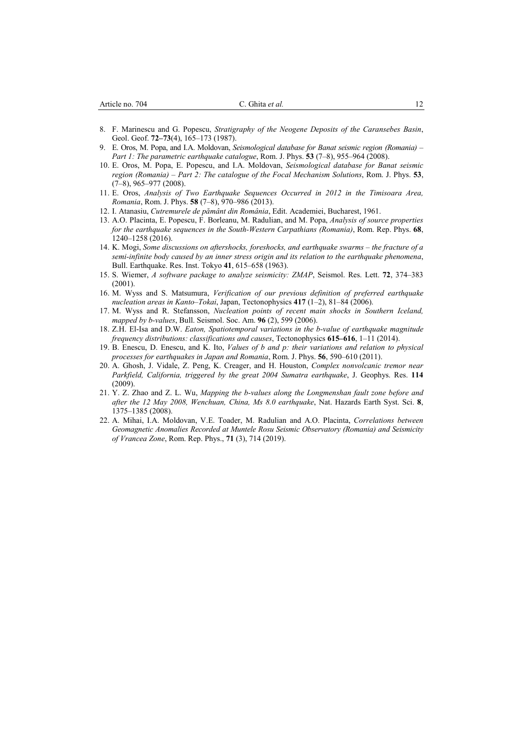8. F. Marinescu and G. Popescu, *Stratigraphy of the Neogene Deposits of the Caransebes Basin*, Geol. Geof. **72–73**(4), 165–173 (1987).
9. E. Oros, M. Popa, and I.A. Moldovan, *Seismological database for Banat seismic region (Romania) – Part 1: The parametric earthquake catalogue*, Rom. J. Phys. **53** (7–8), 955–964 (2008).
10. E. Oros, M. Popa, E. Popescu, and I.A. Moldovan, *Seismological database for Banat seismic region (Romania) – Part 2: The catalogue of the Focal Mechanism Solutions*, Rom. J. Phys. **53**, (7–8), 965–977 (2008).
11. E. Oros, *Analysis of Two Earthquake Sequences Occurred in 2012 in the Timisoara Area, Romania*, Rom. J. Phys. **58** (7–8), 970–986 (2013).
12. I. Atanasiu, *Cutremurele de pământ din România*, Edit. Academiei, Bucharest, 1961.
13. A.O. Placinta, E. Popescu, F. Borleanu, M. Radulian, and M. Popa, *Analysis of source properties for the earthquake sequences in the South-Western Carpathians (Romania)*, Rom. Rep. Phys. **68**, 1240–1258 (2016).
14. K. Mogi, *Some discussions on aftershocks, foreshocks, and earthquake swarms – the fracture of a semi-infinite body caused by an inner stress origin and its relation to the earthquake phenomena*, Bull. Earthquake. Res. Inst. Tokyo **41**, 615–658 (1963).
15. S. Wiemer, *A software package to analyze seismicity: ZMAP*, Seismol. Res. Lett. **72**, 374–383 (2001).
16. M. Wyss and S. Matsumura, *Verification of our previous definition of preferred earthquake nucleation areas in Kanto–Tokai*, Japan, Tectonophysics **417** (1–2), 81–84 (2006).
17. M. Wyss and R. Stefansson, *Nucleation points of recent main shocks in Southern Iceland, mapped by b-values*, Bull. Seismol. Soc. Am. **96** (2), 599 (2006).
18. Z.H. El-Isa and D.W. *Eaton, Spatiotemporal variations in the b-value of earthquake magnitude frequency distributions: classifications and causes*, Tectonophysics **615–616**, 1–11 (2014).
19. B. Enescu, D. Enescu, and K. Ito, *Values of b and p: their variations and relation to physical processes for earthquakes in Japan and Romania*, Rom. J. Phys. **56**, 590–610 (2011).
20. A. Ghosh, J. Vidale, Z. Peng, K. Creager, and H. Houston, *Complex nonvolcanic tremor near Parkfield, California, triggered by the great 2004 Sumatra earthquake*, J. Geophys. Res. **114** (2009).
21. Y. Z. Zhao and Z. L. Wu, *Mapping the b-values along the Longmenshan fault zone before and after the 12 May 2008, Wenchuan, China, Ms 8.0 earthquake*, Nat. Hazards Earth Syst. Sci. **8**, 1375–1385 (2008).
22. A. Mihai, I.A. Moldovan, V.E. Toader, M. Radulian and A.O. Placinta, *Correlations between Geomagnetic Anomalies Recorded at Muntele Rosu Seismic Observatory (Romania) and Seismicity of Vrancea Zone*, Rom. Rep. Phys., **71** (3), 714 (2019).